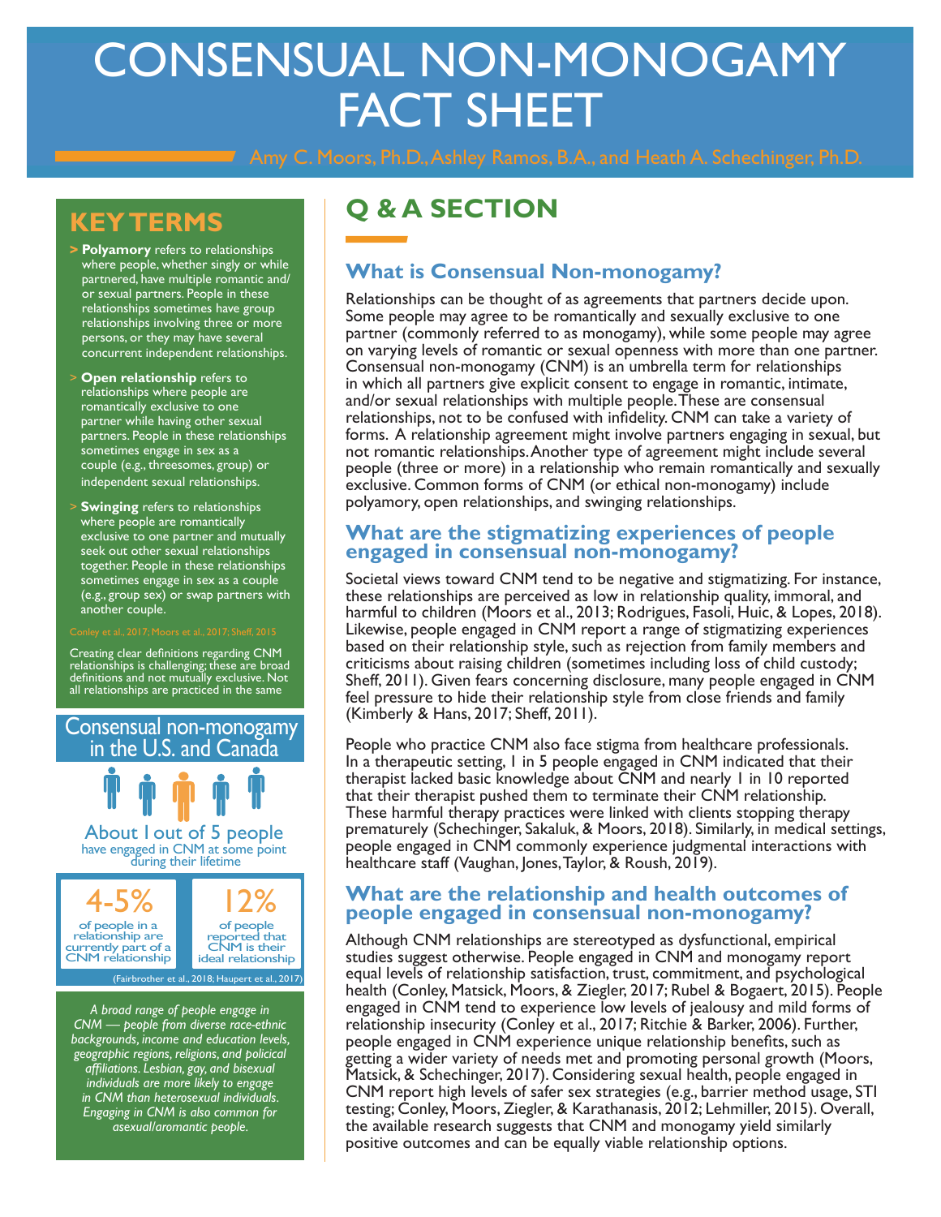# CONSENSUAL NON-MONOGAMY FACT SHEET

Amy C. Moors, Ph.D., Ashley Ramos, B.A., and Heath A. Schechinger, Ph.D.

## KEY TERMS

- **Polyamory** refers to relationships where people, whether singly or while partnered, have multiple romantic and/or sexual partners. People in these relationships sometimes have group relationships involving three or more persons, or they may have several concurrent independent relationships.
- **Open relationship** refers to relationships where people are romantically exclusive to one partner while having other sexual partners. People in these relationships sometimes engage in sex as a couple (e.g., threesomes, group) or independent sexual relationships.
- **Swinging** refers to relationships where people are romantically exclusive to one partner and mutually seek out other sexual relationships together. People in these relationships sometimes engage in sex as a couple (e.g., group sex) or swap partners with another couple.

Conley et al., 2017; Moors et al., 2017; Sheff, 2015

Creating clear definitions regarding CNM relationships is challenging; these are broad definitions and not mutually exclusive. Not all relationships are practiced in the same

### Consensual non-monogamy in the U.S. and Canada

**About 1 out of 5 people** have engaged in CNM at some point during their lifetime

**4-5%** of people in a relationship are currently part of a CNM relationship

**12%** of people reported that CNM is their ideal relationship

(Fairbrother et al., 2018; Haupert et al., 2017)

*A broad range of people engage in CNM — people from diverse race-ethnic backgrounds, income and education levels, geographic regions, religions, and policical affiliations. Lesbian, gay, and bisexual individuals are more likely to engage in CNM than heterosexual individuals. Engaging in CNM is also common for asexual/aromantic people.*

## Q & A SECTION

### What is Consensual Non-monogamy?

Relationships can be thought of as agreements that partners decide upon. Some people may agree to be romantically and sexually exclusive to one partner (commonly referred to as monogamy), while some people may agree on varying levels of romantic or sexual openness with more than one partner. Consensual non-monogamy (CNM) is an umbrella term for relationships in which all partners give explicit consent to engage in romantic, intimate, and/or sexual relationships with multiple people. These are consensual relationships, not to be confused with infidelity. CNM can take a variety of forms. A relationship agreement might involve partners engaging in sexual, but not romantic relationships. Another type of agreement might include several people (three or more) in a relationship who remain romantically and sexually exclusive. Common forms of CNM (or ethical non-monogamy) include polyamory, open relationships, and swinging relationships.

### What are the stigmatizing experiences of people engaged in consensual non-monogamy?

Societal views toward CNM tend to be negative and stigmatizing. For instance, these relationships are perceived as low in relationship quality, immoral, and harmful to children (Moors et al., 2013; Rodrigues, Fasoli, Huic, & Lopes, 2018). Likewise, people engaged in CNM report a range of stigmatizing experiences based on their relationship style, such as rejection from family members and criticisms about raising children (sometimes including loss of child custody; Sheff, 2011). Given fears concerning disclosure, many people engaged in CNM feel pressure to hide their relationship style from close friends and family (Kimberly & Hans, 2017; Sheff, 2011).

People who practice CNM also face stigma from healthcare professionals. In a therapeutic setting, 1 in 5 people engaged in CNM indicated that their therapist lacked basic knowledge about CNM and nearly 1 in 10 reported that their therapist pushed them to terminate their CNM relationship. These harmful therapy practices were linked with clients stopping therapy prematurely (Schechinger, Sakaluk, & Moors, 2018). Similarly, in medical settings, people engaged in CNM commonly experience judgmental interactions with healthcare staff (Vaughan, Jones, Taylor, & Roush, 2019).

### What are the relationship and health outcomes of people engaged in consensual non-monogamy?

Although CNM relationships are stereotyped as dysfunctional, empirical studies suggest otherwise. People engaged in CNM and monogamy report equal levels of relationship satisfaction, trust, commitment, and psychological health (Conley, Matsick, Moors, & Ziegler, 2017; Rubel & Bogaert, 2015). People engaged in CNM tend to experience low levels of jealousy and mild forms of relationship insecurity (Conley et al., 2017; Ritchie & Barker, 2006). Further, people engaged in CNM experience unique relationship benefits, such as getting a wider variety of needs met and promoting personal growth (Moors, Matsick, & Schechinger, 2017). Considering sexual health, people engaged in CNM report high levels of safer sex strategies (e.g., barrier method usage, STI testing; Conley, Moors, Ziegler, & Karathanasis, 2012; Lehmiller, 2015). Overall, the available research suggests that CNM and monogamy yield similarly positive outcomes and can be equally viable relationship options.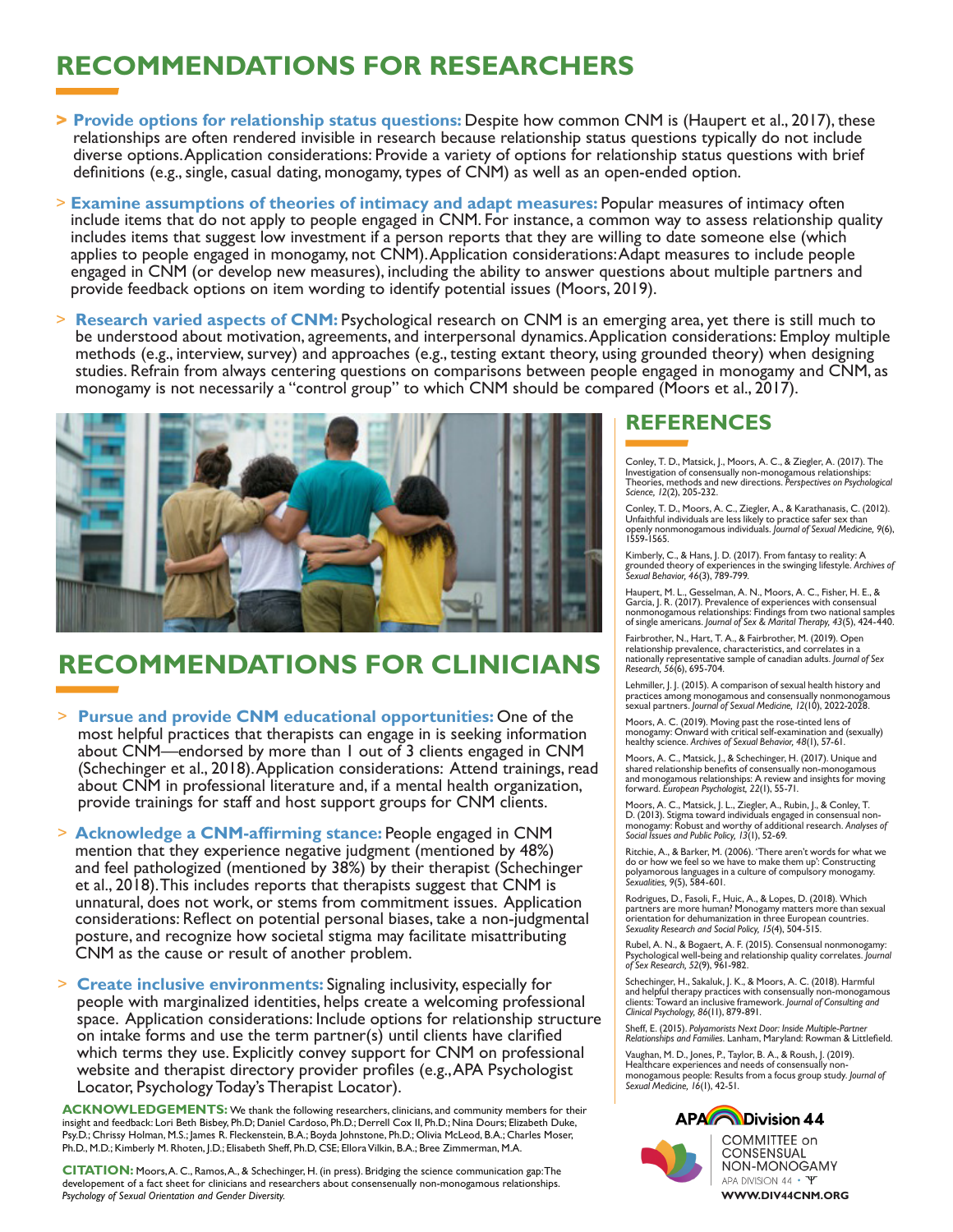# RECOMMENDATIONS FOR RESEARCHERS

> **Provide options for relationship status questions:** Despite how common CNM is (Haupert et al., 2017), these relationships are often rendered invisible in research because relationship status questions typically do not include diverse options. Application considerations: Provide a variety of options for relationship status questions with brief definitions (e.g., single, casual dating, monogamy, types of CNM) as well as an open-ended option.

> **Examine assumptions of theories of intimacy and adapt measures:** Popular measures of intimacy often include items that do not apply to people engaged in CNM. For instance, a common way to assess relationship quality includes items that suggest low investment if a person reports that they are willing to date someone else (which applies to people engaged in monogamy, not CNM). Application considerations: Adapt measures to include people engaged in CNM (or develop new measures), including the ability to answer questions about multiple partners and provide feedback options on item wording to identify potential issues (Moors, 2019).

> **Research varied aspects of CNM:** Psychological research on CNM is an emerging area, yet there is still much to be understood about motivation, agreements, and interpersonal dynamics. Application considerations: Employ multiple methods (e.g., interview, survey) and approaches (e.g., testing extant theory, using grounded theory) when designing studies. Refrain from always centering questions on comparisons between people engaged in monogamy and CNM, as monogamy is not necessarily a "control group" to which CNM should be compared (Moors et al., 2017).

# RECOMMENDATIONS FOR CLINICIANS

> **Pursue and provide CNM educational opportunities:** One of the most helpful practices that therapists can engage in is seeking information about CNM—endorsed by more than 1 out of 3 clients engaged in CNM (Schechinger et al., 2018). Application considerations: Attend trainings, read about CNM in professional literature and, if a mental health organization, provide trainings for staff and host support groups for CNM clients.

> **Acknowledge a CNM-affirming stance:** People engaged in CNM mention that they experience negative judgment (mentioned by 48%) and feel pathologized (mentioned by 38%) by their therapist (Schechinger et al., 2018). This includes reports that therapists suggest that CNM is unnatural, does not work, or stems from commitment issues. Application considerations: Reflect on potential personal biases, take a non-judgmental posture, and recognize how societal stigma may facilitate misattributing CNM as the cause or result of another problem.

> **Create inclusive environments:** Signaling inclusivity, especially for people with marginalized identities, helps create a welcoming professional space. Application considerations: Include options for relationship structure on intake forms and use the term partner(s) until clients have clarified which terms they use. Explicitly convey support for CNM on professional website and therapist directory provider profiles (e.g., APA Psychologist Locator, Psychology Today's Therapist Locator).

**ACKNOWLEDGEMENTS:** We thank the following researchers, clinicians, and community members for their insight and feedback: Lori Beth Bisbey, Ph.D; Daniel Cardoso, Ph.D.; Derrell Cox II, Ph.D.; Nina Dours; Elizabeth Duke, Psy.D.; Chrissy Holman, M.S.; James R. Fleckenstein, B.A.; Boyda Johnstone, Ph.D.; Olivia McLeod, B.A.; Charles Moser, Ph.D., M.D.; Kimberly M. Rhoten, J.D.; Elisabeth Sheff, Ph.D, CSE; Ellora Vilkin, B.A.; Bree Zimmerman, M.A.

**CITATION:** Moors, A. C., Ramos, A., & Schechinger, H. (in press). Bridging the science communication gap: The developement of a fact sheet for clinicians and researchers about consensenually non-monogamous relationships. *Psychology of Sexual Orientation and Gender Diversity.*

# REFERENCES

Conley, T. D., Matsick, J., Moors, A. C., & Ziegler, A. (2017). The Investigation of consensually non-monogamous relationships: Theories, methods and new directions. *Perspectives on Psychological Science, 12*(2), 205-232.

Conley, T. D., Moors, A. C., Ziegler, A., & Karathanasis, C. (2012). Unfaithful individuals are less likely to practice safer sex than openly nonmonogamous individuals. *Journal of Sexual Medicine, 9*(6), 1559-1565.

Kimberly, C., & Hans, J. D. (2017). From fantasy to reality: A grounded theory of experiences in the swinging lifestyle. *Archives of Sexual Behavior, 46*(3), 789-799.

Haupert, M. L., Gesselman, A. N., Moors, A. C., Fisher, H. E., & Garcia, J. R. (2017). Prevalence of experiences with consensual nonmonogamous relationships: Findings from two national samples of single americans. *Journal of Sex & Marital Therapy, 43*(5), 424-440.

Fairbrother, N., Hart, T. A., & Fairbrother, M. (2019). Open relationship prevalence, characteristics, and correlates in a nationally representative sample of canadian adults. *Journal of Sex Research, 56*(6), 695-704.

Lehmiller, J. J. (2015). A comparison of sexual health history and practices among monogamous and consensually nonmonogamous sexual partners. *Journal of Sexual Medicine, 12*(10), 2022-2028.

Moors, A. C. (2019). Moving past the rose-tinted lens of monogamy: Onward with critical self-examination and (sexually) healthy science. *Archives of Sexual Behavior, 48*(1), 57-61.

Moors, A. C., Matsick, J., & Schechinger, H. (2017). Unique and shared relationship benefits of consensually non-monogamous and monogamous relationships: A review and insights for moving forward. *European Psychologist, 22*(1), 55-71.

Moors, A. C., Matsick, J. L., Ziegler, A., Rubin, J., & Conley, T. D. (2013). Stigma toward individuals engaged in consensual non-monogamy: Robust and worthy of additional research. *Analyses of Social Issues and Public Policy, 13*(1), 52-69.

Ritchie, A., & Barker, M. (2006). 'There aren't words for what we do or how we feel so we have to make them up': Constructing polyamorous languages in a culture of compulsory monogamy. *Sexualities, 9*(5), 584-601.

Rodrigues, D., Fasoli, F., Huic, A., & Lopes, D. (2018). Which partners are more human? Monogamy matters more than sexual orientation for dehumanization in three European countries. *Sexuality Research and Social Policy, 15*(4), 504-515.

Rubel, A. N., & Bogaert, A. F. (2015). Consensual nonmonogamy: Psychological well-being and relationship quality correlates. *Journal of Sex Research, 52*(9), 961-982.

Schechinger, H., Sakaluk, J. K., & Moors, A. C. (2018). Harmful and helpful therapy practices with consensually non-monogamous clients: Toward an inclusive framework. *Journal of Consulting and Clinical Psychology, 86*(11), 879-891.

Sheff, E. (2015). *Polyamorists Next Door: Inside Multiple-Partner Relationships and Families.* Lanham, Maryland: Rowman & Littlefield.

Vaughan, M. D., Jones, P., Taylor, B. A., & Roush, J. (2019). Healthcare experiences and needs of consensually non-monogamous people: Results from a focus group study. *Journal of Sexual Medicine, 16*(1), 42-51.

APA Division 44

COMMITTEE on CONSENSUAL NON-MONOGAMY

APA DIVISION 44

WWW.DIV44CNM.ORG